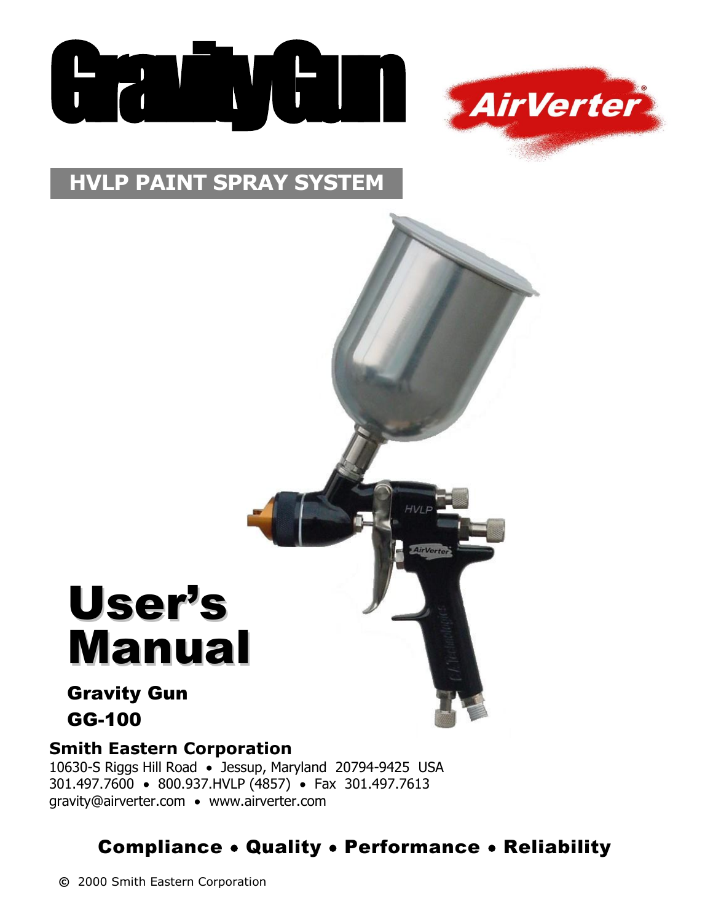# GravityGun

AirVerter®

## HVLP PAINT SPRAY SYSTEM

# User's Manual

**Gravity Gun**

**GG-100**

**Smith Eastern Corporation**

10630-S Riggs Hill Road • Jessup, Maryland 20794-9425 USA

301.497.7600 • 800.937.HVLP (4857) • Fax 301.497.7613

gravity@airverter.com • www.airverter.com

**Compliance • Quality • Performance • Reliability**

© 2000 Smith Eastern Corporation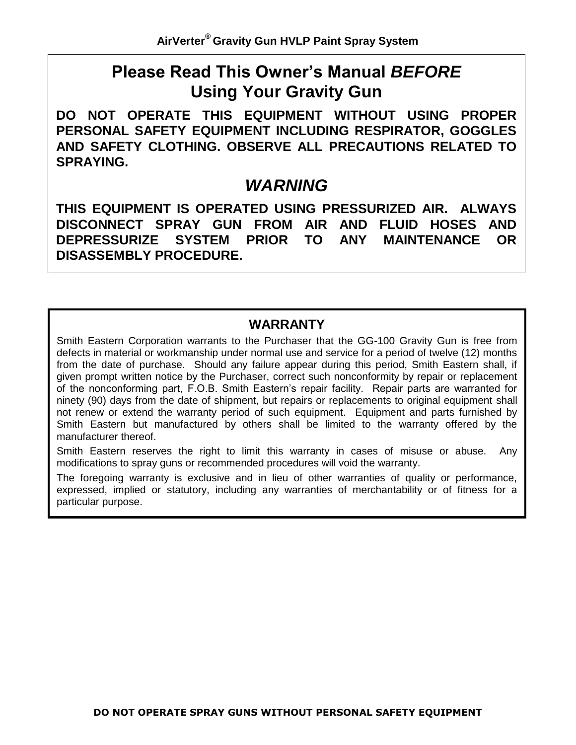## Please Read This Owner's Manual *BEFORE* Using Your Gravity Gun

**DO NOT OPERATE THIS EQUIPMENT WITHOUT USING PROPER PERSONAL SAFETY EQUIPMENT INCLUDING RESPIRATOR, GOGGLES AND SAFETY CLOTHING. OBSERVE ALL PRECAUTIONS RELATED TO SPRAYING.**

## *WARNING*

**THIS EQUIPMENT IS OPERATED USING PRESSURIZED AIR. ALWAYS DISCONNECT SPRAY GUN FROM AIR AND FLUID HOSES AND DEPRESSURIZE SYSTEM PRIOR TO ANY MAINTENANCE OR DISASSEMBLY PROCEDURE.**

### WARRANTY

Smith Eastern Corporation warrants to the Purchaser that the GG-100 Gravity Gun is free from defects in material or workmanship under normal use and service for a period of twelve (12) months from the date of purchase. Should any failure appear during this period, Smith Eastern shall, if given prompt written notice by the Purchaser, correct such nonconformity by repair or replacement of the nonconforming part, F.O.B. Smith Eastern's repair facility. Repair parts are warranted for ninety (90) days from the date of shipment, but repairs or replacements to original equipment shall not renew or extend the warranty period of such equipment. Equipment and parts furnished by Smith Eastern but manufactured by others shall be limited to the warranty offered by the manufacturer thereof.

Smith Eastern reserves the right to limit this warranty in cases of misuse or abuse. Any modifications to spray guns or recommended procedures will void the warranty.

The foregoing warranty is exclusive and in lieu of other warranties of quality or performance, expressed, implied or statutory, including any warranties of merchantability or of fitness for a particular purpose.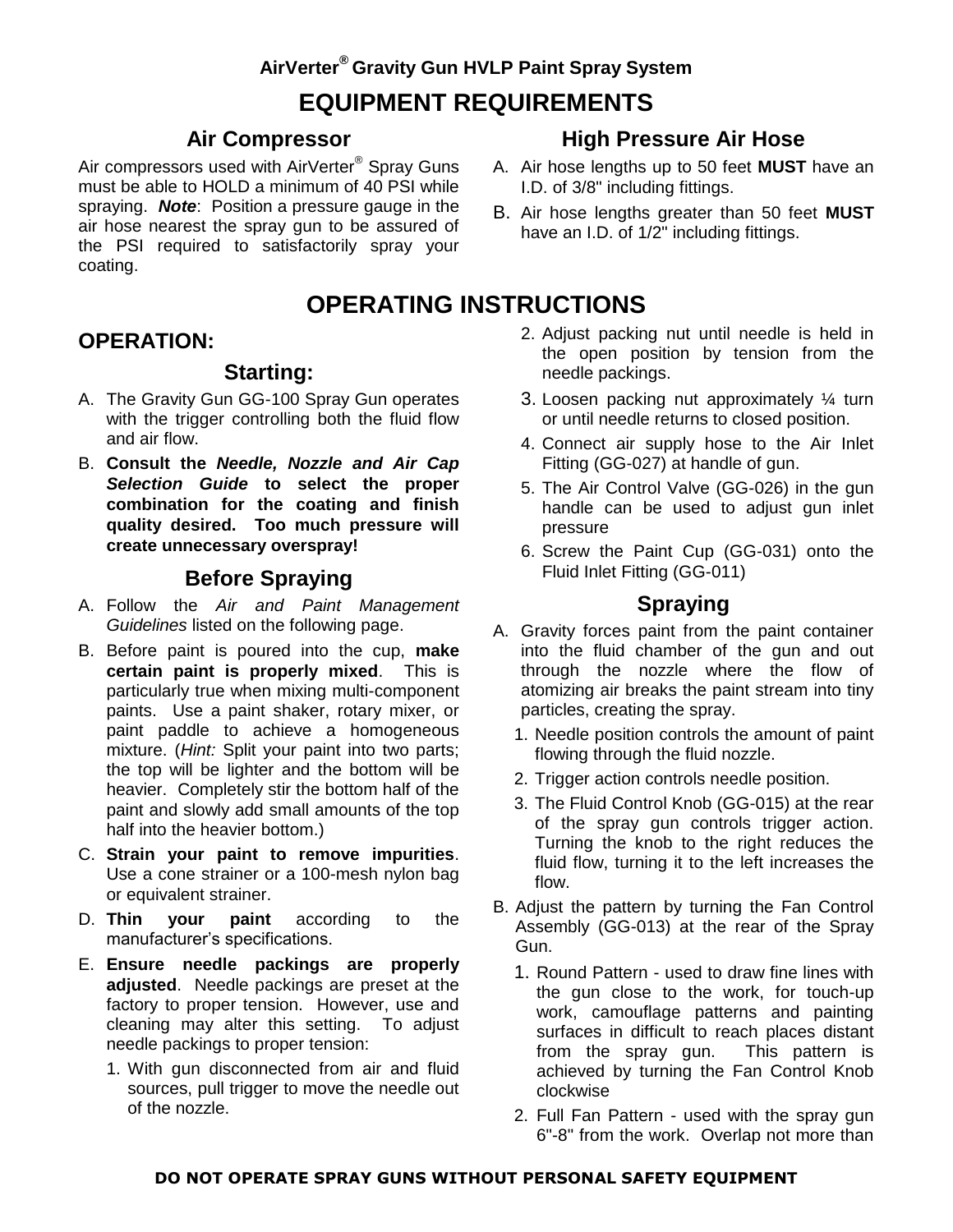**AirVerter® Gravity Gun HVLP Paint Spray System**

# EQUIPMENT REQUIREMENTS

## Air Compressor

Air compressors used with AirVerter® Spray Guns must be able to HOLD a minimum of 40 PSI while spraying. ***Note***: Position a pressure gauge in the air hose nearest the spray gun to be assured of the PSI required to satisfactorily spray your coating.

## High Pressure Air Hose

A. Air hose lengths up to 50 feet **MUST** have an I.D. of 3/8" including fittings.

B. Air hose lengths greater than 50 feet **MUST** have an I.D. of 1/2" including fittings.

# OPERATING INSTRUCTIONS

## OPERATION:

### Starting:

A. The Gravity Gun GG-100 Spray Gun operates with the trigger controlling both the fluid flow and air flow.

B. **Consult the *Needle, Nozzle and Air Cap Selection Guide* to select the proper combination for the coating and finish quality desired. Too much pressure will create unnecessary overspray!**

### Before Spraying

A. Follow the *Air and Paint Management Guidelines* listed on the following page.

B. Before paint is poured into the cup, **make certain paint is properly mixed**. This is particularly true when mixing multi-component paints. Use a paint shaker, rotary mixer, or paint paddle to achieve a homogeneous mixture. (*Hint:* Split your paint into two parts; the top will be lighter and the bottom will be heavier. Completely stir the bottom half of the paint and slowly add small amounts of the top half into the heavier bottom.)

C. **Strain your paint to remove impurities**. Use a cone strainer or a 100-mesh nylon bag or equivalent strainer.

D. **Thin your paint** according to the manufacturer's specifications.

E. **Ensure needle packings are properly adjusted**. Needle packings are preset at the factory to proper tension. However, use and cleaning may alter this setting. To adjust needle packings to proper tension:

   1. With gun disconnected from air and fluid sources, pull trigger to move the needle out of the nozzle.
   2. Adjust packing nut until needle is held in the open position by tension from the needle packings.
   3. Loosen packing nut approximately ¼ turn or until needle returns to closed position.
   4. Connect air supply hose to the Air Inlet Fitting (GG-027) at handle of gun.
   5. The Air Control Valve (GG-026) in the gun handle can be used to adjust gun inlet pressure
   6. Screw the Paint Cup (GG-031) onto the Fluid Inlet Fitting (GG-011)

### Spraying

A. Gravity forces paint from the paint container into the fluid chamber of the gun and out through the nozzle where the flow of atomizing air breaks the paint stream into tiny particles, creating the spray.

   1. Needle position controls the amount of paint flowing through the fluid nozzle.
   2. Trigger action controls needle position.
   3. The Fluid Control Knob (GG-015) at the rear of the spray gun controls trigger action. Turning the knob to the right reduces the fluid flow, turning it to the left increases the flow.

B. Adjust the pattern by turning the Fan Control Assembly (GG-013) at the rear of the Spray Gun.

   1. Round Pattern - used to draw fine lines with the gun close to the work, for touch-up work, camouflage patterns and painting surfaces in difficult to reach places distant from the spray gun. This pattern is achieved by turning the Fan Control Knob clockwise
   2. Full Fan Pattern - used with the spray gun 6"-8" from the work. Overlap not more than

**DO NOT OPERATE SPRAY GUNS WITHOUT PERSONAL SAFETY EQUIPMENT**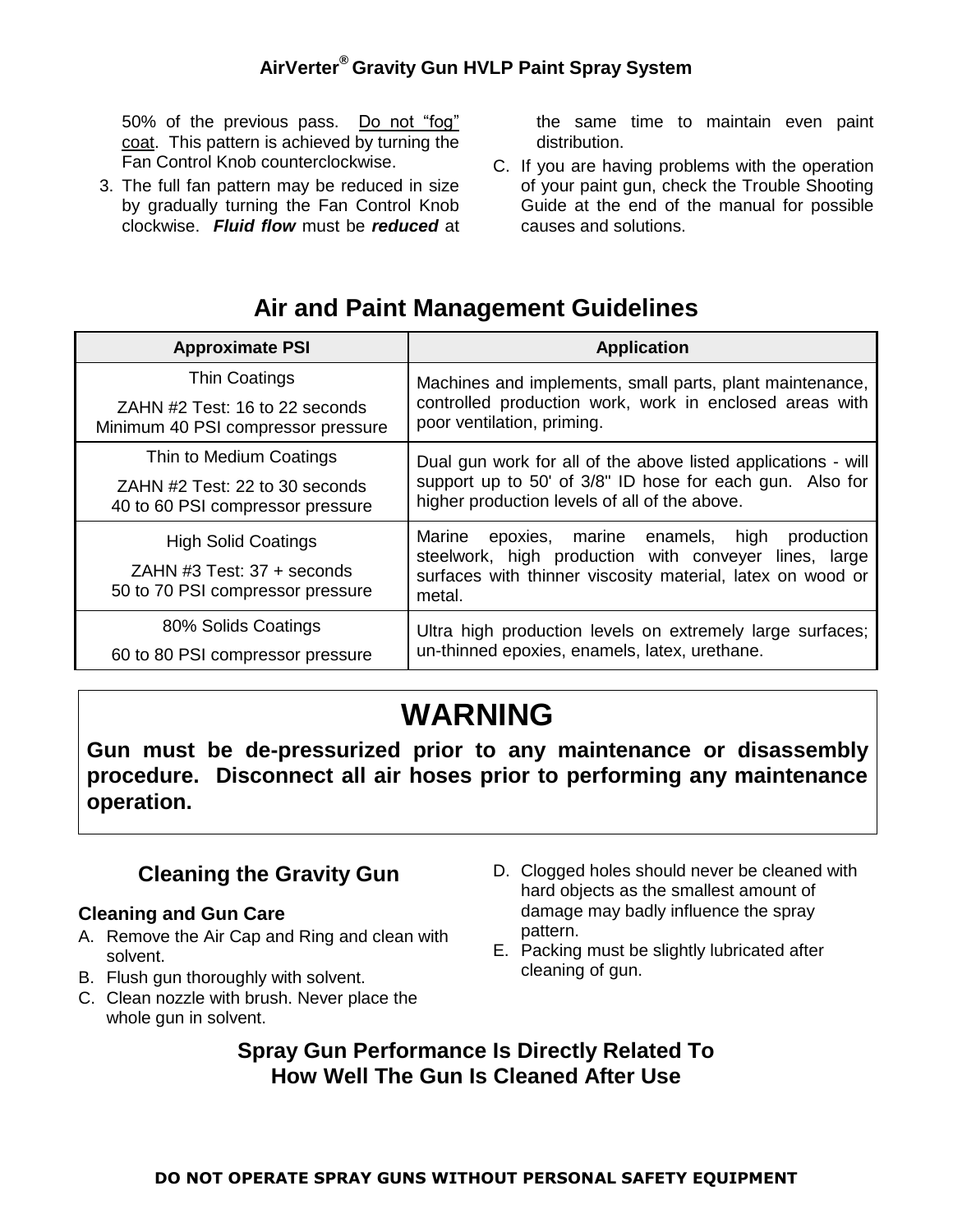50% of the previous pass. Do not "fog" coat. This pattern is achieved by turning the Fan Control Knob counterclockwise.

3. The full fan pattern may be reduced in size by gradually turning the Fan Control Knob clockwise. ***Fluid flow*** must be ***reduced*** at the same time to maintain even paint distribution.

C. If you are having problems with the operation of your paint gun, check the Trouble Shooting Guide at the end of the manual for possible causes and solutions.

## Air and Paint Management Guidelines

| Approximate PSI | Application |
|---|---|
| Thin Coatings<br>ZAHN #2 Test: 16 to 22 seconds<br>Minimum 40 PSI compressor pressure | Machines and implements, small parts, plant maintenance, controlled production work, work in enclosed areas with poor ventilation, priming. |
| Thin to Medium Coatings<br>ZAHN #2 Test: 22 to 30 seconds<br>40 to 60 PSI compressor pressure | Dual gun work for all of the above listed applications - will support up to 50' of 3/8" ID hose for each gun. Also for higher production levels of all of the above. |
| High Solid Coatings<br>ZAHN #3 Test: 37 + seconds<br>50 to 70 PSI compressor pressure | Marine epoxies, marine enamels, high production steelwork, high production with conveyer lines, large surfaces with thinner viscosity material, latex on wood or metal. |
| 80% Solids Coatings<br>60 to 80 PSI compressor pressure | Ultra high production levels on extremely large surfaces; un-thinned epoxies, enamels, latex, urethane. |

# WARNING

**Gun must be de-pressurized prior to any maintenance or disassembly procedure. Disconnect all air hoses prior to performing any maintenance operation.**

## Cleaning the Gravity Gun

### Cleaning and Gun Care

A. Remove the Air Cap and Ring and clean with solvent.
B. Flush gun thoroughly with solvent.
C. Clean nozzle with brush. Never place the whole gun in solvent.
D. Clogged holes should never be cleaned with hard objects as the smallest amount of damage may badly influence the spray pattern.
E. Packing must be slightly lubricated after cleaning of gun.

**Spray Gun Performance Is Directly Related To How Well The Gun Is Cleaned After Use**

**DO NOT OPERATE SPRAY GUNS WITHOUT PERSONAL SAFETY EQUIPMENT**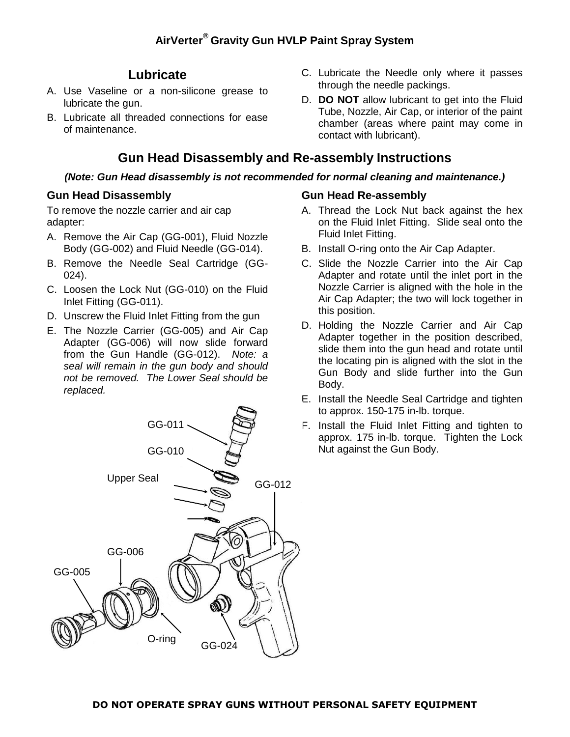## Lubricate

A. Use Vaseline or a non-silicone grease to lubricate the gun.
B. Lubricate all threaded connections for ease of maintenance.
C. Lubricate the Needle only where it passes through the needle packings.
D. **DO NOT** allow lubricant to get into the Fluid Tube, Nozzle, Air Cap, or interior of the paint chamber (areas where paint may come in contact with lubricant).

## Gun Head Disassembly and Re-assembly Instructions

***(Note: Gun Head disassembly is not recommended for normal cleaning and maintenance.)***

### Gun Head Disassembly

To remove the nozzle carrier and air cap adapter:

A. Remove the Air Cap (GG-001), Fluid Nozzle Body (GG-002) and Fluid Needle (GG-014).
B. Remove the Needle Seal Cartridge (GG-024).
C. Loosen the Lock Nut (GG-010) on the Fluid Inlet Fitting (GG-011).
D. Unscrew the Fluid Inlet Fitting from the gun
E. The Nozzle Carrier (GG-005) and Air Cap Adapter (GG-006) will now slide forward from the Gun Handle (GG-012). *Note: a seal will remain in the gun body and should not be removed. The Lower Seal should be replaced.*

GG-011
GG-010
Upper Seal
GG-012
GG-006
GG-005
O-ring
GG-024

### Gun Head Re-assembly

A. Thread the Lock Nut back against the hex on the Fluid Inlet Fitting. Slide seal onto the Fluid Inlet Fitting.
B. Install O-ring onto the Air Cap Adapter.
C. Slide the Nozzle Carrier into the Air Cap Adapter and rotate until the inlet port in the Nozzle Carrier is aligned with the hole in the Air Cap Adapter; the two will lock together in this position.
D. Holding the Nozzle Carrier and Air Cap Adapter together in the position described, slide them into the gun head and rotate until the locating pin is aligned with the slot in the Gun Body and slide further into the Gun Body.
E. Install the Needle Seal Cartridge and tighten to approx. 150-175 in-lb. torque.
F. Install the Fluid Inlet Fitting and tighten to approx. 175 in-lb. torque. Tighten the Lock Nut against the Gun Body.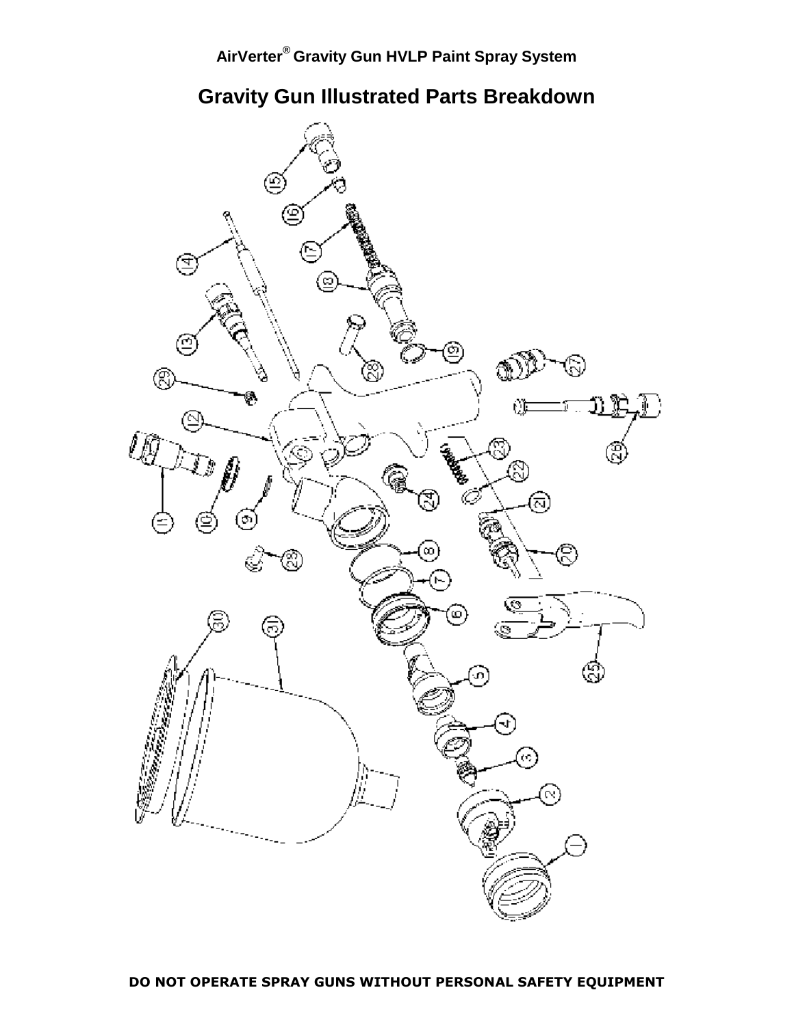AirVerter® Gravity Gun HVLP Paint Spray System

## Gravity Gun Illustrated Parts Breakdown

**DO NOT OPERATE SPRAY GUNS WITHOUT PERSONAL SAFETY EQUIPMENT**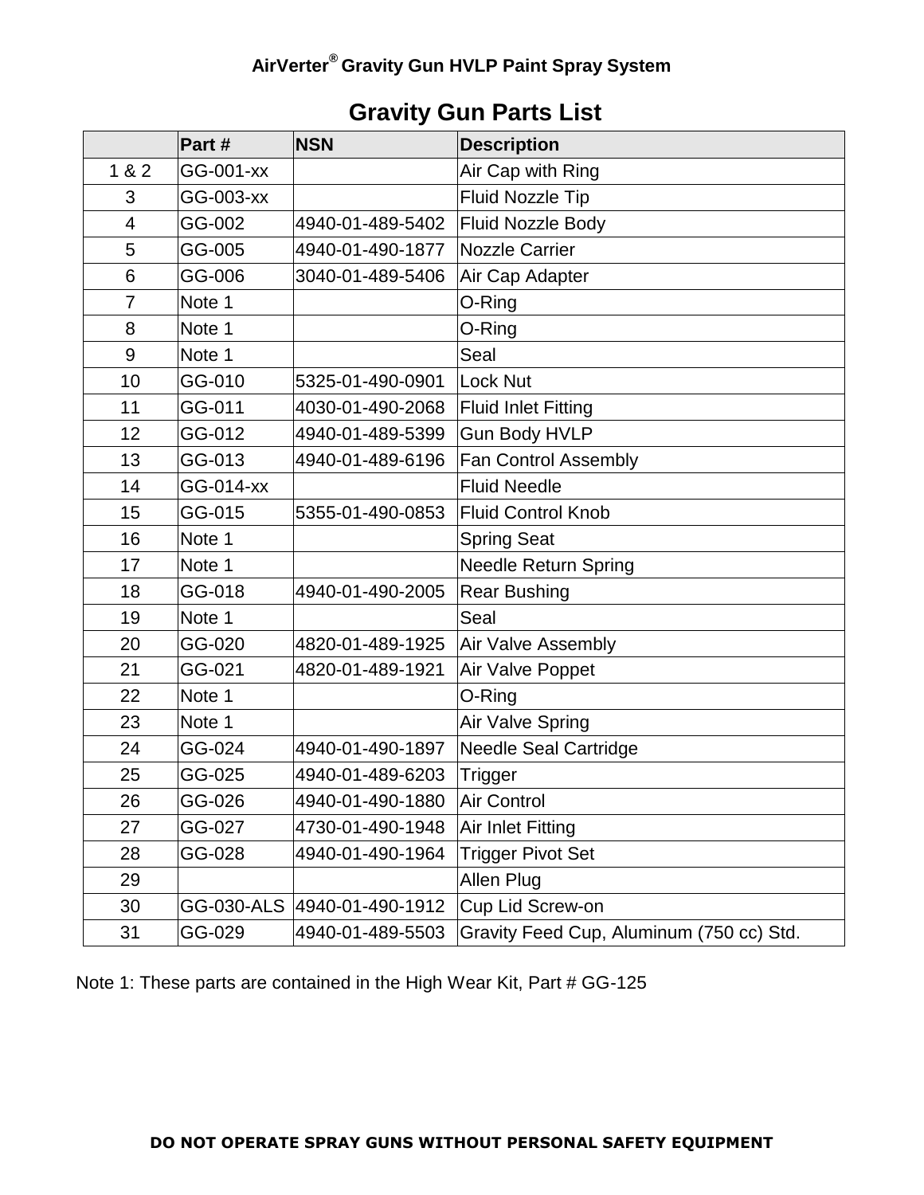# AirVerter® Gravity Gun HVLP Paint Spray System

## Gravity Gun Parts List

| | Part # | NSN | Description |
|---|---|---|---|
| 1 & 2 | GG-001-xx | | Air Cap with Ring |
| 3 | GG-003-xx | | Fluid Nozzle Tip |
| 4 | GG-002 | 4940-01-489-5402 | Fluid Nozzle Body |
| 5 | GG-005 | 4940-01-490-1877 | Nozzle Carrier |
| 6 | GG-006 | 3040-01-489-5406 | Air Cap Adapter |
| 7 | Note 1 | | O-Ring |
| 8 | Note 1 | | O-Ring |
| 9 | Note 1 | | Seal |
| 10 | GG-010 | 5325-01-490-0901 | Lock Nut |
| 11 | GG-011 | 4030-01-490-2068 | Fluid Inlet Fitting |
| 12 | GG-012 | 4940-01-489-5399 | Gun Body HVLP |
| 13 | GG-013 | 4940-01-489-6196 | Fan Control Assembly |
| 14 | GG-014-xx | | Fluid Needle |
| 15 | GG-015 | 5355-01-490-0853 | Fluid Control Knob |
| 16 | Note 1 | | Spring Seat |
| 17 | Note 1 | | Needle Return Spring |
| 18 | GG-018 | 4940-01-490-2005 | Rear Bushing |
| 19 | Note 1 | | Seal |
| 20 | GG-020 | 4820-01-489-1925 | Air Valve Assembly |
| 21 | GG-021 | 4820-01-489-1921 | Air Valve Poppet |
| 22 | Note 1 | | O-Ring |
| 23 | Note 1 | | Air Valve Spring |
| 24 | GG-024 | 4940-01-490-1897 | Needle Seal Cartridge |
| 25 | GG-025 | 4940-01-489-6203 | Trigger |
| 26 | GG-026 | 4940-01-490-1880 | Air Control |
| 27 | GG-027 | 4730-01-490-1948 | Air Inlet Fitting |
| 28 | GG-028 | 4940-01-490-1964 | Trigger Pivot Set |
| 29 | | | Allen Plug |
| 30 | GG-030-ALS | 4940-01-490-1912 | Cup Lid Screw-on |
| 31 | GG-029 | 4940-01-489-5503 | Gravity Feed Cup, Aluminum (750 cc) Std. |

Note 1: These parts are contained in the High Wear Kit, Part # GG-125

**DO NOT OPERATE SPRAY GUNS WITHOUT PERSONAL SAFETY EQUIPMENT**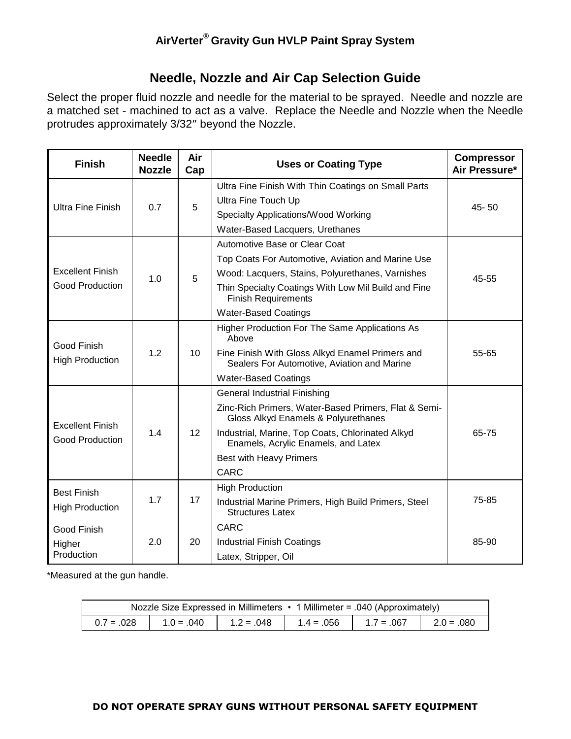## AirVerter® Gravity Gun HVLP Paint Spray System

# Needle, Nozzle and Air Cap Selection Guide

Select the proper fluid nozzle and needle for the material to be sprayed. Needle and nozzle are a matched set - machined to act as a valve. Replace the Needle and Nozzle when the Needle protrudes approximately 3/32″ beyond the Nozzle.

| Finish | Needle Nozzle | Air Cap | Uses or Coating Type | Compressor Air Pressure* |
|---|---|---|---|---|
| Ultra Fine Finish | 0.7 | 5 | Ultra Fine Finish With Thin Coatings on Small Parts<br>Ultra Fine Touch Up<br>Specialty Applications/Wood Working<br>Water-Based Lacquers, Urethanes | 45- 50 |
| Excellent Finish<br>Good Production | 1.0 | 5 | Automotive Base or Clear Coat<br>Top Coats For Automotive, Aviation and Marine Use<br>Wood: Lacquers, Stains, Polyurethanes, Varnishes<br>Thin Specialty Coatings With Low Mil Build and Fine Finish Requirements<br>Water-Based Coatings | 45-55 |
| Good Finish<br>High Production | 1.2 | 10 | Higher Production For The Same Applications As Above<br>Fine Finish With Gloss Alkyd Enamel Primers and Sealers For Automotive, Aviation and Marine<br>Water-Based Coatings | 55-65 |
| Excellent Finish<br>Good Production | 1.4 | 12 | General Industrial Finishing<br>Zinc-Rich Primers, Water-Based Primers, Flat & Semi-Gloss Alkyd Enamels & Polyurethanes<br>Industrial, Marine, Top Coats, Chlorinated Alkyd Enamels, Acrylic Enamels, and Latex<br>Best with Heavy Primers<br>CARC | 65-75 |
| Best Finish<br>High Production | 1.7 | 17 | High Production<br>Industrial Marine Primers, High Build Primers, Steel Structures Latex | 75-85 |
| Good Finish<br>Higher Production | 2.0 | 20 | CARC<br>Industrial Finish Coatings<br>Latex, Stripper, Oil | 85-90 |

*Measured at the gun handle.

| Nozzle Size Expressed in Millimeters • 1 Millimeter = .040 (Approximately) | | | | | |
|---|---|---|---|---|---|
| 0.7 = .028 | 1.0 = .040 | 1.2 = .048 | 1.4 = .056 | 1.7 = .067 | 2.0 = .080 |

**DO NOT OPERATE SPRAY GUNS WITHOUT PERSONAL SAFETY EQUIPMENT**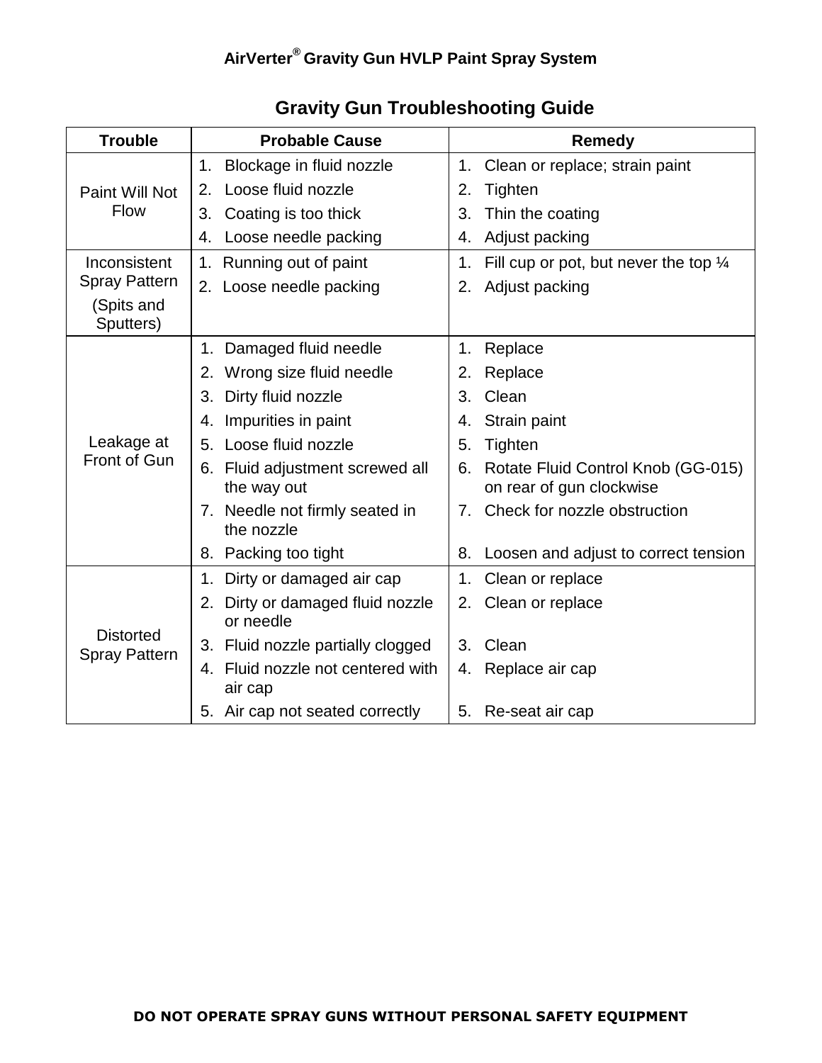# Gravity Gun Troubleshooting Guide

| Trouble | Probable Cause | Remedy |
|---|---|---|
| Paint Will Not Flow | 1. Blockage in fluid nozzle<br>2. Loose fluid nozzle<br>3. Coating is too thick<br>4. Loose needle packing | 1. Clean or replace; strain paint<br>2. Tighten<br>3. Thin the coating<br>4. Adjust packing |
| Inconsistent Spray Pattern (Spits and Sputters) | 1. Running out of paint<br>2. Loose needle packing | 1. Fill cup or pot, but never the top ¼<br>2. Adjust packing |
| Leakage at Front of Gun | 1. Damaged fluid needle<br>2. Wrong size fluid needle<br>3. Dirty fluid nozzle<br>4. Impurities in paint<br>5. Loose fluid nozzle<br>6. Fluid adjustment screwed all the way out<br>7. Needle not firmly seated in the nozzle<br>8. Packing too tight | 1. Replace<br>2. Replace<br>3. Clean<br>4. Strain paint<br>5. Tighten<br>6. Rotate Fluid Control Knob (GG-015) on rear of gun clockwise<br>7. Check for nozzle obstruction<br>8. Loosen and adjust to correct tension |
| Distorted Spray Pattern | 1. Dirty or damaged air cap<br>2. Dirty or damaged fluid nozzle or needle<br>3. Fluid nozzle partially clogged<br>4. Fluid nozzle not centered with air cap<br>5. Air cap not seated correctly | 1. Clean or replace<br>2. Clean or replace<br>3. Clean<br>4. Replace air cap<br>5. Re-seat air cap |

**DO NOT OPERATE SPRAY GUNS WITHOUT PERSONAL SAFETY EQUIPMENT**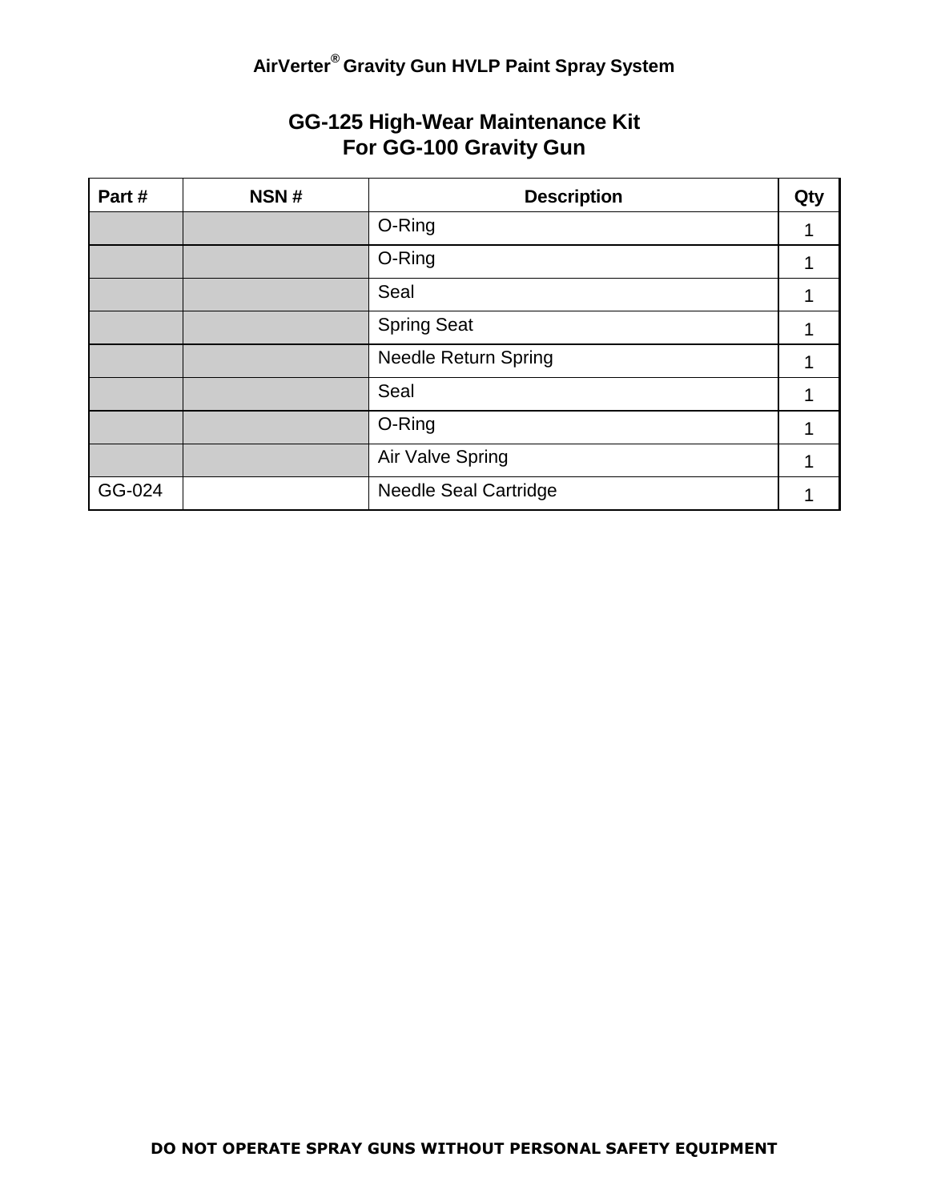AirVerter® Gravity Gun HVLP Paint Spray System

## GG-125 High-Wear Maintenance Kit
## For GG-100 Gravity Gun

| Part # | NSN # | Description | Qty |
|---|---|---|---|
| | | O-Ring | 1 |
| | | O-Ring | 1 |
| | | Seal | 1 |
| | | Spring Seat | 1 |
| | | Needle Return Spring | 1 |
| | | Seal | 1 |
| | | O-Ring | 1 |
| | | Air Valve Spring | 1 |
| GG-024 | | Needle Seal Cartridge | 1 |

**DO NOT OPERATE SPRAY GUNS WITHOUT PERSONAL SAFETY EQUIPMENT**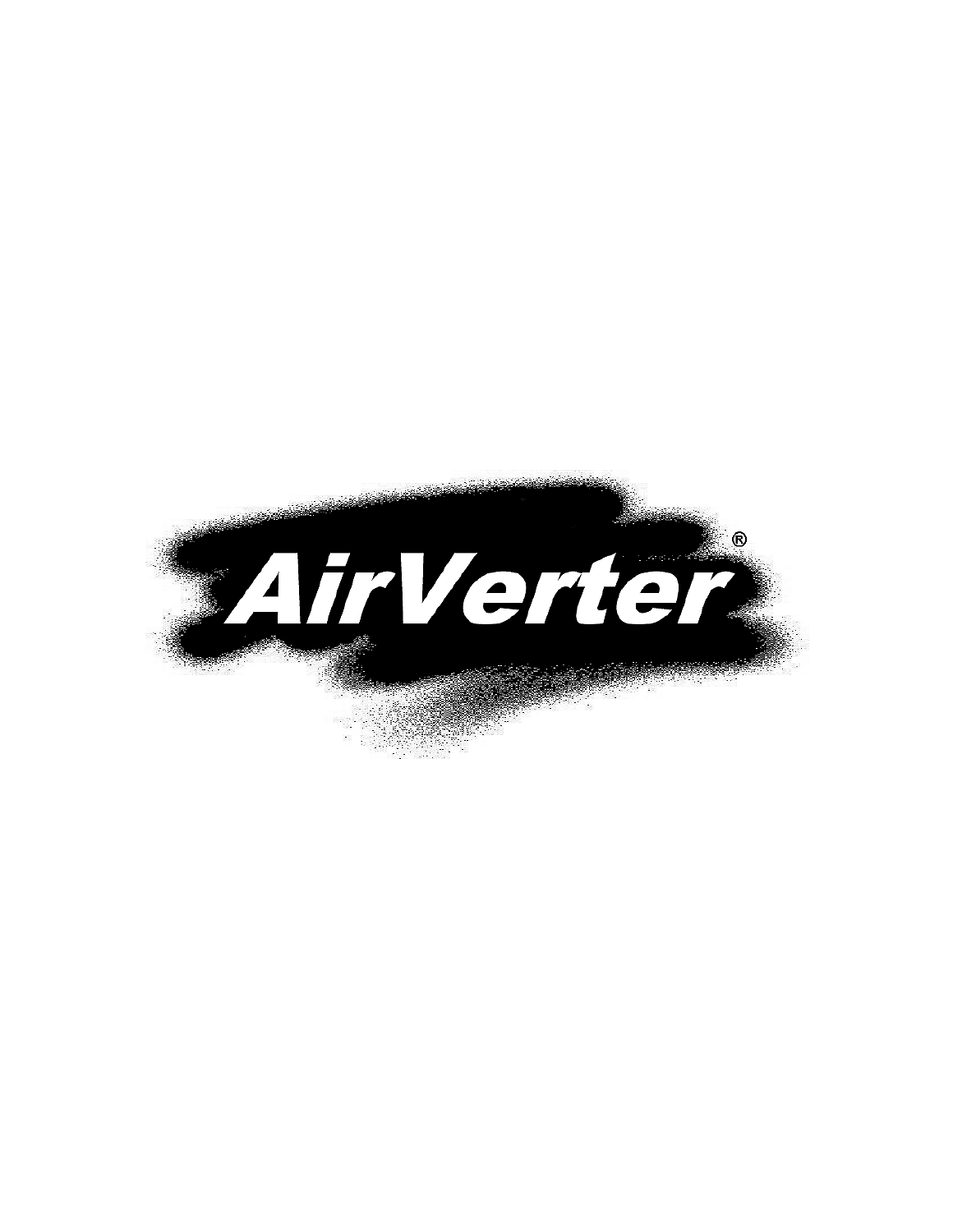AirVerter®